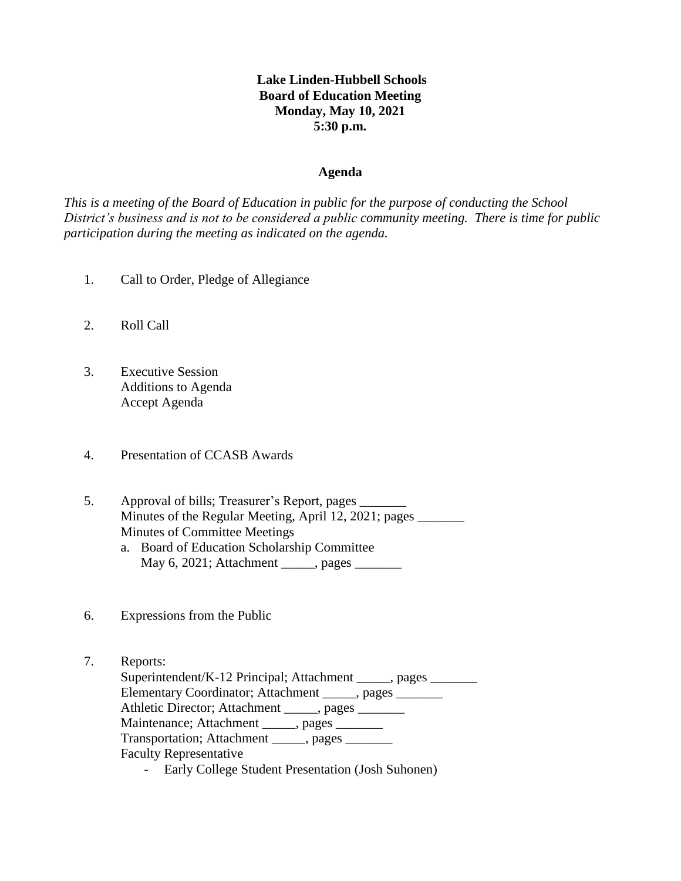**Lake Linden-Hubbell Schools**
**Board of Education Meeting**
**Monday, May 10, 2021**
**5:30 p.m.**

**Agenda**

*This is a meeting of the Board of Education in public for the purpose of conducting the School District's business and is not to be considered a public community meeting. There is time for public participation during the meeting as indicated on the agenda.*

1. Call to Order, Pledge of Allegiance

2. Roll Call

3. Executive Session
   Additions to Agenda
   Accept Agenda

4. Presentation of CCASB Awards

5. Approval of bills; Treasurer's Report, pages _______
   Minutes of the Regular Meeting, April 12, 2021; pages _______
   Minutes of Committee Meetings
   a. Board of Education Scholarship Committee
      May 6, 2021; Attachment _____, pages _______

6. Expressions from the Public

7. Reports:
   Superintendent/K-12 Principal; Attachment _____, pages _______
   Elementary Coordinator; Attachment _____, pages _______
   Athletic Director; Attachment _____, pages _______
   Maintenance; Attachment _____, pages _______
   Transportation; Attachment _____, pages _______
   Faculty Representative
   - Early College Student Presentation (Josh Suhonen)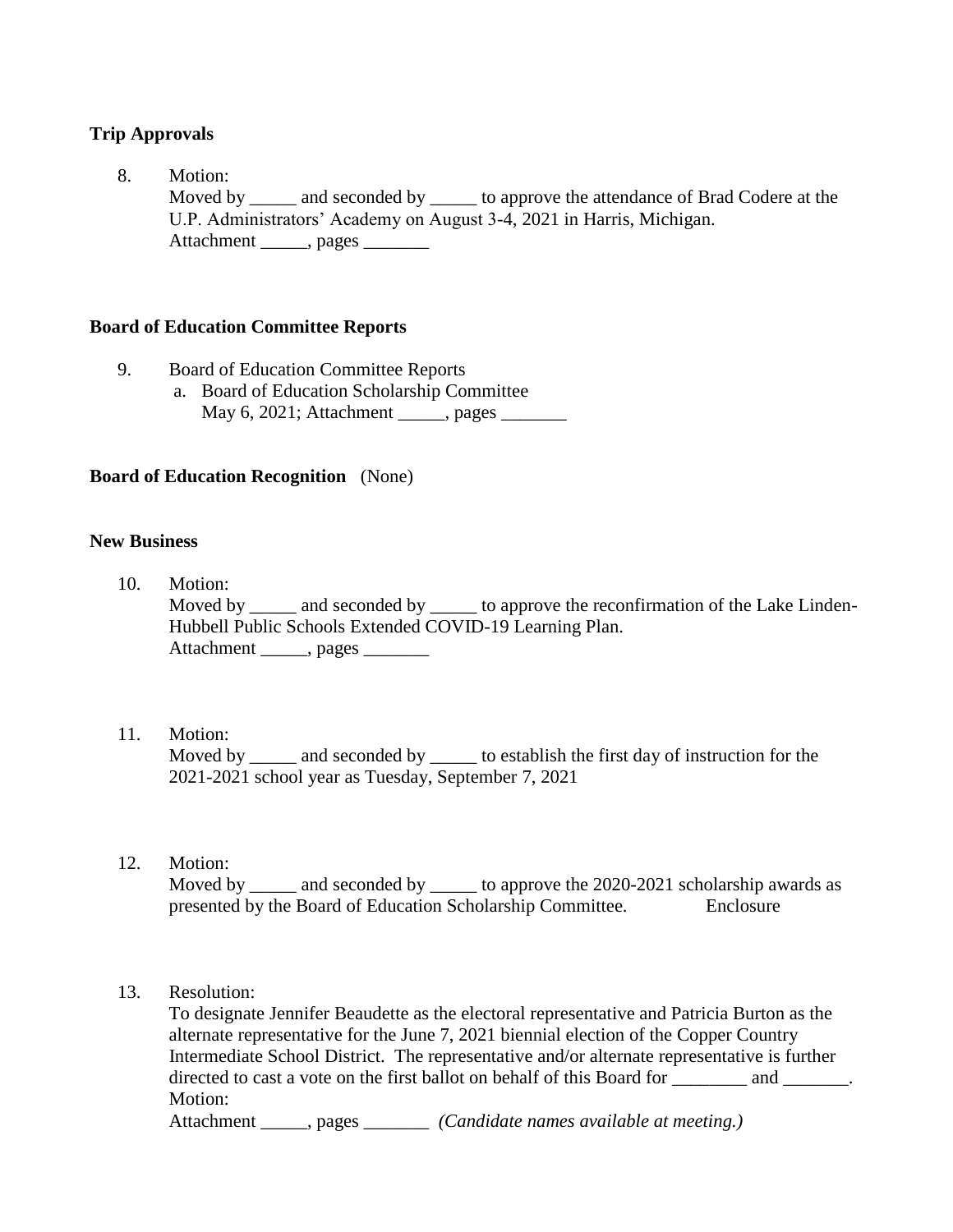**Trip Approvals**

8. Motion:
   Moved by _____ and seconded by _____ to approve the attendance of Brad Codere at the U.P. Administrators' Academy on August 3-4, 2021 in Harris, Michigan.
   Attachment _____, pages _______

**Board of Education Committee Reports**

9. Board of Education Committee Reports
   a. Board of Education Scholarship Committee
      May 6, 2021; Attachment _____, pages _______

**Board of Education Recognition** (None)

**New Business**

10. Motion:
    Moved by _____ and seconded by _____ to approve the reconfirmation of the Lake Linden-Hubbell Public Schools Extended COVID-19 Learning Plan.
    Attachment _____, pages _______

11. Motion:
    Moved by _____ and seconded by _____ to establish the first day of instruction for the 2021-2021 school year as Tuesday, September 7, 2021

12. Motion:
    Moved by _____ and seconded by _____ to approve the 2020-2021 scholarship awards as presented by the Board of Education Scholarship Committee. Enclosure

13. Resolution:
    To designate Jennifer Beaudette as the electoral representative and Patricia Burton as the alternate representative for the June 7, 2021 biennial election of the Copper Country Intermediate School District. The representative and/or alternate representative is further directed to cast a vote on the first ballot on behalf of this Board for ________ and _______.
    Motion:
    Attachment _____, pages _______ *(Candidate names available at meeting.)*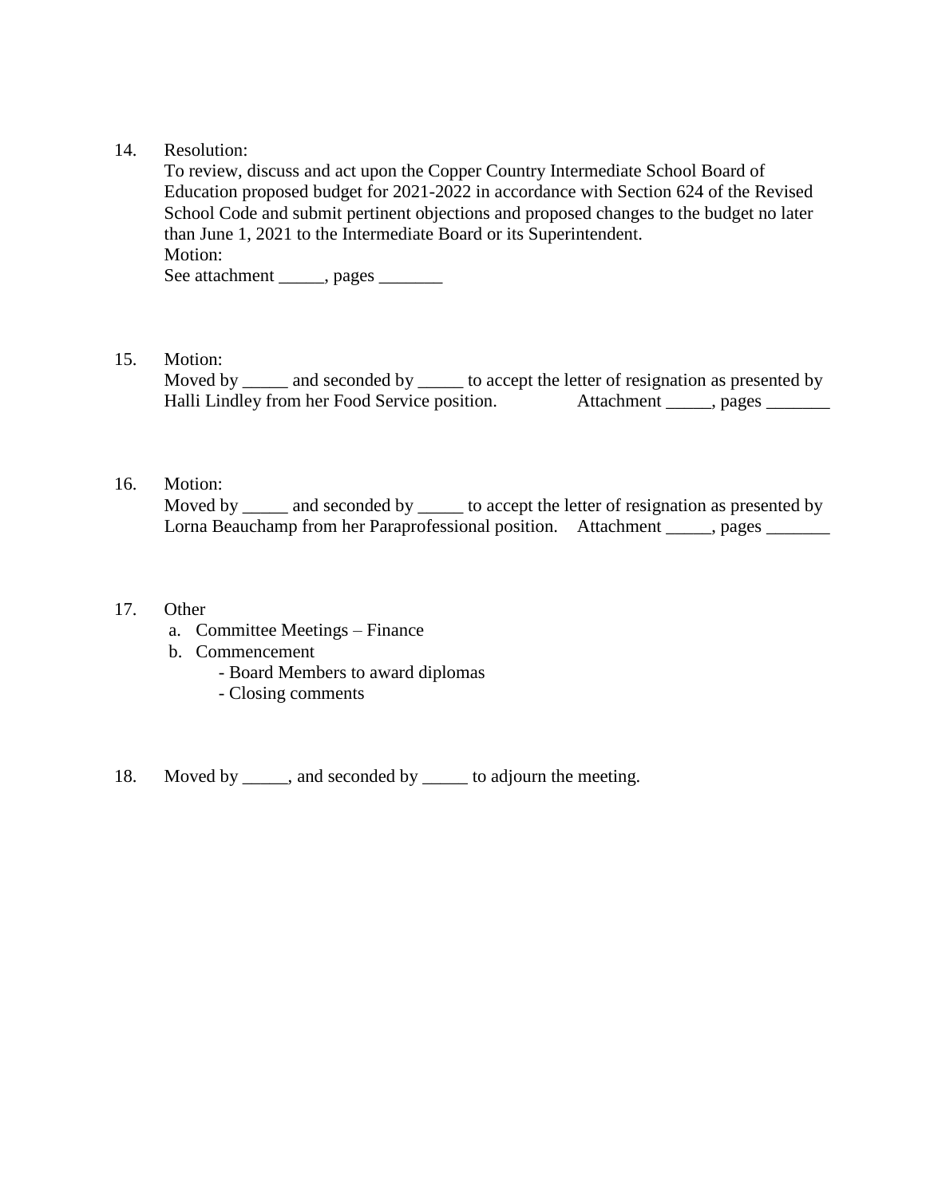14. Resolution:

    To review, discuss and act upon the Copper Country Intermediate School Board of Education proposed budget for 2021-2022 in accordance with Section 624 of the Revised School Code and submit pertinent objections and proposed changes to the budget no later than June 1, 2021 to the Intermediate Board or its Superintendent.

    Motion:

    See attachment _____, pages _______

15. Motion:

    Moved by _____ and seconded by _____ to accept the letter of resignation as presented by Halli Lindley from her Food Service position. Attachment _____, pages _______

16. Motion:

    Moved by _____ and seconded by _____ to accept the letter of resignation as presented by Lorna Beauchamp from her Paraprofessional position. Attachment _____, pages _______

17. Other
    a. Committee Meetings – Finance
    b. Commencement
        - Board Members to award diplomas
        - Closing comments

18. Moved by _____, and seconded by _____ to adjourn the meeting.